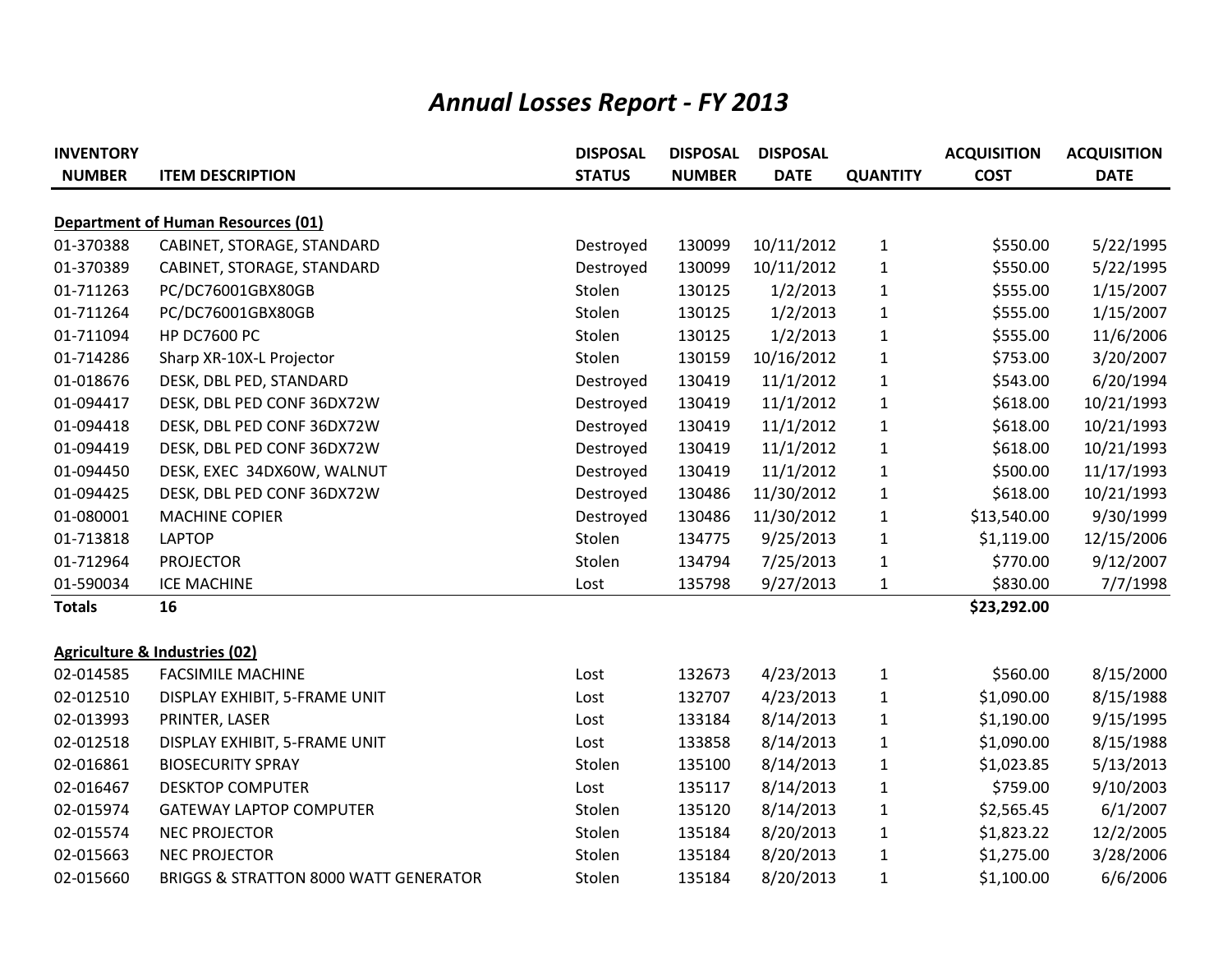# *Annual Losses Report - FY 2013*

| INVENTORY NUMBER | ITEM DESCRIPTION | DISPOSAL STATUS | DISPOSAL NUMBER | DISPOSAL DATE | QUANTITY | ACQUISITION COST | ACQUISITION DATE |
|---|---|---|---|---|---|---|---|
| **Department of Human Resources (01)** | | | | | | | |
| 01-370388 | CABINET, STORAGE, STANDARD | Destroyed | 130099 | 10/11/2012 | 1 | $550.00 | 5/22/1995 |
| 01-370389 | CABINET, STORAGE, STANDARD | Destroyed | 130099 | 10/11/2012 | 1 | $550.00 | 5/22/1995 |
| 01-711263 | PC/DC76001GBX80GB | Stolen | 130125 | 1/2/2013 | 1 | $555.00 | 1/15/2007 |
| 01-711264 | PC/DC76001GBX80GB | Stolen | 130125 | 1/2/2013 | 1 | $555.00 | 1/15/2007 |
| 01-711094 | HP DC7600 PC | Stolen | 130125 | 1/2/2013 | 1 | $555.00 | 11/6/2006 |
| 01-714286 | Sharp XR-10X-L Projector | Stolen | 130159 | 10/16/2012 | 1 | $753.00 | 3/20/2007 |
| 01-018676 | DESK, DBL PED, STANDARD | Destroyed | 130419 | 11/1/2012 | 1 | $543.00 | 6/20/1994 |
| 01-094417 | DESK, DBL PED CONF 36DX72W | Destroyed | 130419 | 11/1/2012 | 1 | $618.00 | 10/21/1993 |
| 01-094418 | DESK, DBL PED CONF 36DX72W | Destroyed | 130419 | 11/1/2012 | 1 | $618.00 | 10/21/1993 |
| 01-094419 | DESK, DBL PED CONF 36DX72W | Destroyed | 130419 | 11/1/2012 | 1 | $618.00 | 10/21/1993 |
| 01-094450 | DESK, EXEC 34DX60W, WALNUT | Destroyed | 130419 | 11/1/2012 | 1 | $500.00 | 11/17/1993 |
| 01-094425 | DESK, DBL PED CONF 36DX72W | Destroyed | 130486 | 11/30/2012 | 1 | $618.00 | 10/21/1993 |
| 01-080001 | MACHINE COPIER | Destroyed | 130486 | 11/30/2012 | 1 | $13,540.00 | 9/30/1999 |
| 01-713818 | LAPTOP | Stolen | 134775 | 9/25/2013 | 1 | $1,119.00 | 12/15/2006 |
| 01-712964 | PROJECTOR | Stolen | 134794 | 7/25/2013 | 1 | $770.00 | 9/12/2007 |
| 01-590034 | ICE MACHINE | Lost | 135798 | 9/27/2013 | 1 | $830.00 | 7/7/1998 |
| **Totals** | **16** | | | | | **$23,292.00** | |
| **Agriculture & Industries (02)** | | | | | | | |
| 02-014585 | FACSIMILE MACHINE | Lost | 132673 | 4/23/2013 | 1 | $560.00 | 8/15/2000 |
| 02-012510 | DISPLAY EXHIBIT, 5-FRAME UNIT | Lost | 132707 | 4/23/2013 | 1 | $1,090.00 | 8/15/1988 |
| 02-013993 | PRINTER, LASER | Lost | 133184 | 8/14/2013 | 1 | $1,190.00 | 9/15/1995 |
| 02-012518 | DISPLAY EXHIBIT, 5-FRAME UNIT | Lost | 133858 | 8/14/2013 | 1 | $1,090.00 | 8/15/1988 |
| 02-016861 | BIOSECURITY SPRAY | Stolen | 135100 | 8/14/2013 | 1 | $1,023.85 | 5/13/2013 |
| 02-016467 | DESKTOP COMPUTER | Lost | 135117 | 8/14/2013 | 1 | $759.00 | 9/10/2003 |
| 02-015974 | GATEWAY LAPTOP COMPUTER | Stolen | 135120 | 8/14/2013 | 1 | $2,565.45 | 6/1/2007 |
| 02-015574 | NEC PROJECTOR | Stolen | 135184 | 8/20/2013 | 1 | $1,823.22 | 12/2/2005 |
| 02-015663 | NEC PROJECTOR | Stolen | 135184 | 8/20/2013 | 1 | $1,275.00 | 3/28/2006 |
| 02-015660 | BRIGGS & STRATTON 8000 WATT GENERATOR | Stolen | 135184 | 8/20/2013 | 1 | $1,100.00 | 6/6/2006 |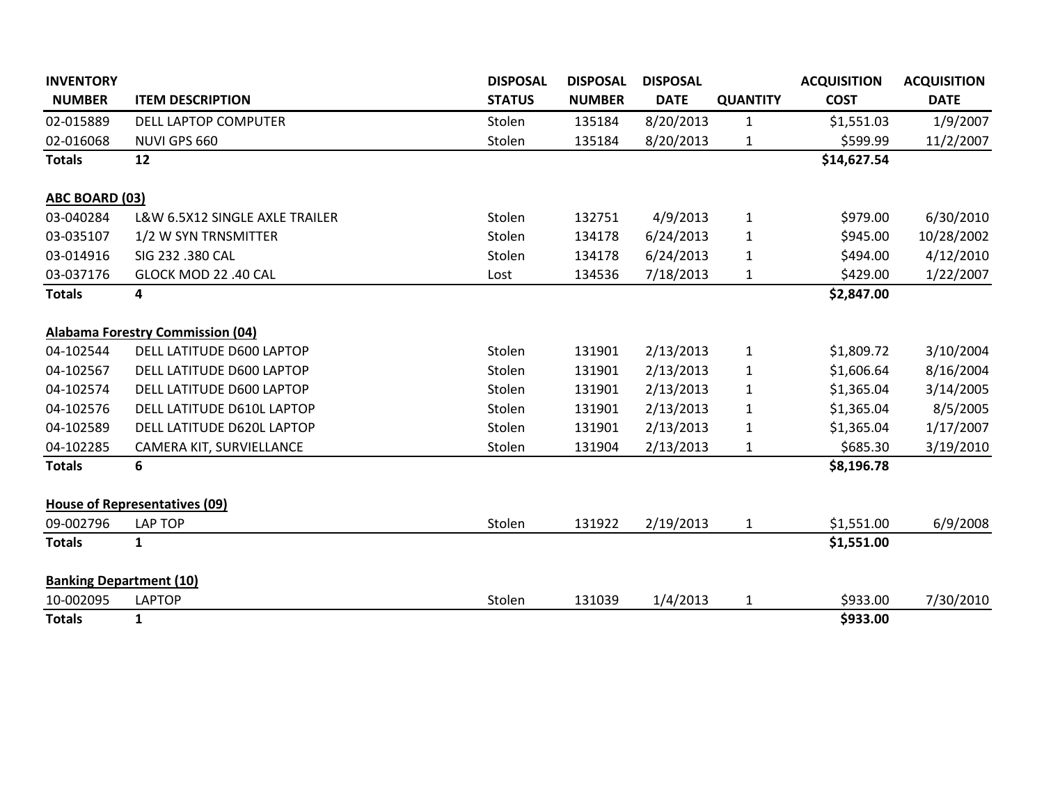| INVENTORY NUMBER | ITEM DESCRIPTION | DISPOSAL STATUS | DISPOSAL NUMBER | DISPOSAL DATE | QUANTITY | ACQUISITION COST | ACQUISITION DATE |
|---|---|---|---|---|---|---|---|
| 02-015889 | DELL LAPTOP COMPUTER | Stolen | 135184 | 8/20/2013 | 1 | $1,551.03 | 1/9/2007 |
| 02-016068 | NUVI GPS 660 | Stolen | 135184 | 8/20/2013 | 1 | $599.99 | 11/2/2007 |
| **Totals** | **12** | | | | | **$14,627.54** | |
| **ABC BOARD (03)** | | | | | | | |
| 03-040284 | L&W 6.5X12 SINGLE AXLE TRAILER | Stolen | 132751 | 4/9/2013 | 1 | $979.00 | 6/30/2010 |
| 03-035107 | 1/2 W SYN TRNSMITTER | Stolen | 134178 | 6/24/2013 | 1 | $945.00 | 10/28/2002 |
| 03-014916 | SIG 232 .380 CAL | Stolen | 134178 | 6/24/2013 | 1 | $494.00 | 4/12/2010 |
| 03-037176 | GLOCK MOD 22 .40 CAL | Lost | 134536 | 7/18/2013 | 1 | $429.00 | 1/22/2007 |
| **Totals** | **4** | | | | | **$2,847.00** | |
| **Alabama Forestry Commission (04)** | | | | | | | |
| 04-102544 | DELL LATITUDE D600 LAPTOP | Stolen | 131901 | 2/13/2013 | 1 | $1,809.72 | 3/10/2004 |
| 04-102567 | DELL LATITUDE D600 LAPTOP | Stolen | 131901 | 2/13/2013 | 1 | $1,606.64 | 8/16/2004 |
| 04-102574 | DELL LATITUDE D600 LAPTOP | Stolen | 131901 | 2/13/2013 | 1 | $1,365.04 | 3/14/2005 |
| 04-102576 | DELL LATITUDE D610L LAPTOP | Stolen | 131901 | 2/13/2013 | 1 | $1,365.04 | 8/5/2005 |
| 04-102589 | DELL LATITUDE D620L LAPTOP | Stolen | 131901 | 2/13/2013 | 1 | $1,365.04 | 1/17/2007 |
| 04-102285 | CAMERA KIT, SURVIELLANCE | Stolen | 131904 | 2/13/2013 | 1 | $685.30 | 3/19/2010 |
| **Totals** | **6** | | | | | **$8,196.78** | |
| **House of Representatives (09)** | | | | | | | |
| 09-002796 | LAP TOP | Stolen | 131922 | 2/19/2013 | 1 | $1,551.00 | 6/9/2008 |
| **Totals** | **1** | | | | | **$1,551.00** | |
| **Banking Department (10)** | | | | | | | |
| 10-002095 | LAPTOP | Stolen | 131039 | 1/4/2013 | 1 | $933.00 | 7/30/2010 |
| **Totals** | **1** | | | | | **$933.00** | |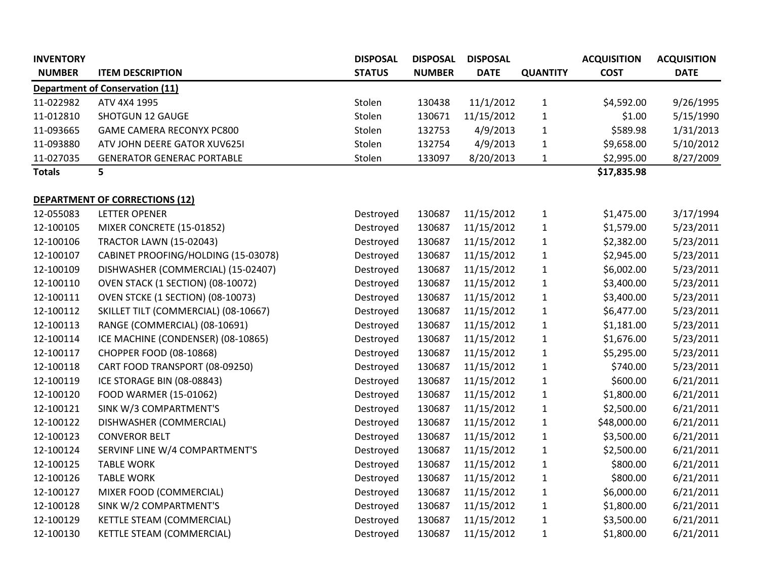| INVENTORY NUMBER | ITEM DESCRIPTION | DISPOSAL STATUS | DISPOSAL NUMBER | DISPOSAL DATE | QUANTITY | ACQUISITION COST | ACQUISITION DATE |
|---|---|---|---|---|---|---|---|
| **Department of Conservation (11)** | | | | | | | |
| 11-022982 | ATV 4X4 1995 | Stolen | 130438 | 11/1/2012 | 1 | $4,592.00 | 9/26/1995 |
| 11-012810 | SHOTGUN 12 GAUGE | Stolen | 130671 | 11/15/2012 | 1 | $1.00 | 5/15/1990 |
| 11-093665 | GAME CAMERA RECONYX PC800 | Stolen | 132753 | 4/9/2013 | 1 | $589.98 | 1/31/2013 |
| 11-093880 | ATV JOHN DEERE GATOR XUV625I | Stolen | 132754 | 4/9/2013 | 1 | $9,658.00 | 5/10/2012 |
| 11-027035 | GENERATOR GENERAC PORTABLE | Stolen | 133097 | 8/20/2013 | 1 | $2,995.00 | 8/27/2009 |
| **Totals** | **5** | | | | | **$17,835.98** | |
| | | | | | | | |
| **DEPARTMENT OF CORRECTIONS (12)** | | | | | | | |
| 12-055083 | LETTER OPENER | Destroyed | 130687 | 11/15/2012 | 1 | $1,475.00 | 3/17/1994 |
| 12-100105 | MIXER CONCRETE (15-01852) | Destroyed | 130687 | 11/15/2012 | 1 | $1,579.00 | 5/23/2011 |
| 12-100106 | TRACTOR LAWN (15-02043) | Destroyed | 130687 | 11/15/2012 | 1 | $2,382.00 | 5/23/2011 |
| 12-100107 | CABINET PROOFING/HOLDING (15-03078) | Destroyed | 130687 | 11/15/2012 | 1 | $2,945.00 | 5/23/2011 |
| 12-100109 | DISHWASHER (COMMERCIAL) (15-02407) | Destroyed | 130687 | 11/15/2012 | 1 | $6,002.00 | 5/23/2011 |
| 12-100110 | OVEN STACK (1 SECTION) (08-10072) | Destroyed | 130687 | 11/15/2012 | 1 | $3,400.00 | 5/23/2011 |
| 12-100111 | OVEN STCKE (1 SECTION) (08-10073) | Destroyed | 130687 | 11/15/2012 | 1 | $3,400.00 | 5/23/2011 |
| 12-100112 | SKILLET TILT (COMMERCIAL) (08-10667) | Destroyed | 130687 | 11/15/2012 | 1 | $6,477.00 | 5/23/2011 |
| 12-100113 | RANGE (COMMERCIAL) (08-10691) | Destroyed | 130687 | 11/15/2012 | 1 | $1,181.00 | 5/23/2011 |
| 12-100114 | ICE MACHINE (CONDENSER) (08-10865) | Destroyed | 130687 | 11/15/2012 | 1 | $1,676.00 | 5/23/2011 |
| 12-100117 | CHOPPER FOOD (08-10868) | Destroyed | 130687 | 11/15/2012 | 1 | $5,295.00 | 5/23/2011 |
| 12-100118 | CART FOOD TRANSPORT (08-09250) | Destroyed | 130687 | 11/15/2012 | 1 | $740.00 | 5/23/2011 |
| 12-100119 | ICE STORAGE BIN (08-08843) | Destroyed | 130687 | 11/15/2012 | 1 | $600.00 | 6/21/2011 |
| 12-100120 | FOOD WARMER (15-01062) | Destroyed | 130687 | 11/15/2012 | 1 | $1,800.00 | 6/21/2011 |
| 12-100121 | SINK W/3 COMPARTMENT'S | Destroyed | 130687 | 11/15/2012 | 1 | $2,500.00 | 6/21/2011 |
| 12-100122 | DISHWASHER (COMMERCIAL) | Destroyed | 130687 | 11/15/2012 | 1 | $48,000.00 | 6/21/2011 |
| 12-100123 | CONVEROR BELT | Destroyed | 130687 | 11/15/2012 | 1 | $3,500.00 | 6/21/2011 |
| 12-100124 | SERVINF LINE W/4 COMPARTMENT'S | Destroyed | 130687 | 11/15/2012 | 1 | $2,500.00 | 6/21/2011 |
| 12-100125 | TABLE WORK | Destroyed | 130687 | 11/15/2012 | 1 | $800.00 | 6/21/2011 |
| 12-100126 | TABLE WORK | Destroyed | 130687 | 11/15/2012 | 1 | $800.00 | 6/21/2011 |
| 12-100127 | MIXER FOOD (COMMERCIAL) | Destroyed | 130687 | 11/15/2012 | 1 | $6,000.00 | 6/21/2011 |
| 12-100128 | SINK W/2 COMPARTMENT'S | Destroyed | 130687 | 11/15/2012 | 1 | $1,800.00 | 6/21/2011 |
| 12-100129 | KETTLE STEAM (COMMERCIAL) | Destroyed | 130687 | 11/15/2012 | 1 | $3,500.00 | 6/21/2011 |
| 12-100130 | KETTLE STEAM (COMMERCIAL) | Destroyed | 130687 | 11/15/2012 | 1 | $1,800.00 | 6/21/2011 |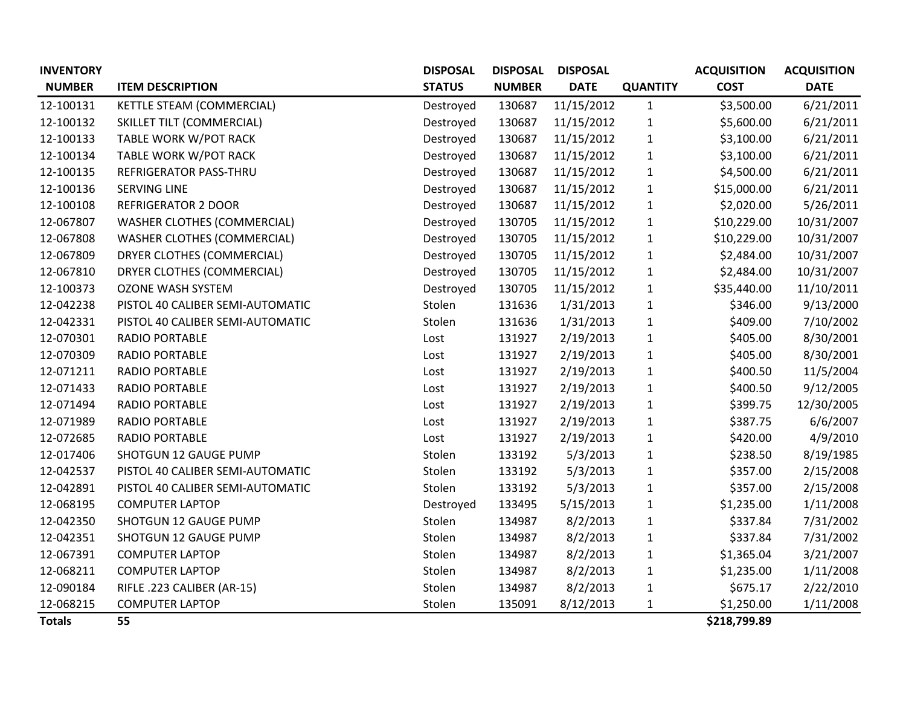| INVENTORY NUMBER | ITEM DESCRIPTION | DISPOSAL STATUS | DISPOSAL NUMBER | DISPOSAL DATE | QUANTITY | ACQUISITION COST | ACQUISITION DATE |
|---|---|---|---|---|---|---|---|
| 12-100131 | KETTLE STEAM (COMMERCIAL) | Destroyed | 130687 | 11/15/2012 | 1 | $3,500.00 | 6/21/2011 |
| 12-100132 | SKILLET TILT (COMMERCIAL) | Destroyed | 130687 | 11/15/2012 | 1 | $5,600.00 | 6/21/2011 |
| 12-100133 | TABLE WORK W/POT RACK | Destroyed | 130687 | 11/15/2012 | 1 | $3,100.00 | 6/21/2011 |
| 12-100134 | TABLE WORK W/POT RACK | Destroyed | 130687 | 11/15/2012 | 1 | $3,100.00 | 6/21/2011 |
| 12-100135 | REFRIGERATOR PASS-THRU | Destroyed | 130687 | 11/15/2012 | 1 | $4,500.00 | 6/21/2011 |
| 12-100136 | SERVING LINE | Destroyed | 130687 | 11/15/2012 | 1 | $15,000.00 | 6/21/2011 |
| 12-100108 | REFRIGERATOR 2 DOOR | Destroyed | 130687 | 11/15/2012 | 1 | $2,020.00 | 5/26/2011 |
| 12-067807 | WASHER CLOTHES (COMMERCIAL) | Destroyed | 130705 | 11/15/2012 | 1 | $10,229.00 | 10/31/2007 |
| 12-067808 | WASHER CLOTHES (COMMERCIAL) | Destroyed | 130705 | 11/15/2012 | 1 | $10,229.00 | 10/31/2007 |
| 12-067809 | DRYER CLOTHES (COMMERCIAL) | Destroyed | 130705 | 11/15/2012 | 1 | $2,484.00 | 10/31/2007 |
| 12-067810 | DRYER CLOTHES (COMMERCIAL) | Destroyed | 130705 | 11/15/2012 | 1 | $2,484.00 | 10/31/2007 |
| 12-100373 | OZONE WASH SYSTEM | Destroyed | 130705 | 11/15/2012 | 1 | $35,440.00 | 11/10/2011 |
| 12-042238 | PISTOL 40 CALIBER SEMI-AUTOMATIC | Stolen | 131636 | 1/31/2013 | 1 | $346.00 | 9/13/2000 |
| 12-042331 | PISTOL 40 CALIBER SEMI-AUTOMATIC | Stolen | 131636 | 1/31/2013 | 1 | $409.00 | 7/10/2002 |
| 12-070301 | RADIO PORTABLE | Lost | 131927 | 2/19/2013 | 1 | $405.00 | 8/30/2001 |
| 12-070309 | RADIO PORTABLE | Lost | 131927 | 2/19/2013 | 1 | $405.00 | 8/30/2001 |
| 12-071211 | RADIO PORTABLE | Lost | 131927 | 2/19/2013 | 1 | $400.50 | 11/5/2004 |
| 12-071433 | RADIO PORTABLE | Lost | 131927 | 2/19/2013 | 1 | $400.50 | 9/12/2005 |
| 12-071494 | RADIO PORTABLE | Lost | 131927 | 2/19/2013 | 1 | $399.75 | 12/30/2005 |
| 12-071989 | RADIO PORTABLE | Lost | 131927 | 2/19/2013 | 1 | $387.75 | 6/6/2007 |
| 12-072685 | RADIO PORTABLE | Lost | 131927 | 2/19/2013 | 1 | $420.00 | 4/9/2010 |
| 12-017406 | SHOTGUN 12 GAUGE PUMP | Stolen | 133192 | 5/3/2013 | 1 | $238.50 | 8/19/1985 |
| 12-042537 | PISTOL 40 CALIBER SEMI-AUTOMATIC | Stolen | 133192 | 5/3/2013 | 1 | $357.00 | 2/15/2008 |
| 12-042891 | PISTOL 40 CALIBER SEMI-AUTOMATIC | Stolen | 133192 | 5/3/2013 | 1 | $357.00 | 2/15/2008 |
| 12-068195 | COMPUTER LAPTOP | Destroyed | 133495 | 5/15/2013 | 1 | $1,235.00 | 1/11/2008 |
| 12-042350 | SHOTGUN 12 GAUGE PUMP | Stolen | 134987 | 8/2/2013 | 1 | $337.84 | 7/31/2002 |
| 12-042351 | SHOTGUN 12 GAUGE PUMP | Stolen | 134987 | 8/2/2013 | 1 | $337.84 | 7/31/2002 |
| 12-067391 | COMPUTER LAPTOP | Stolen | 134987 | 8/2/2013 | 1 | $1,365.04 | 3/21/2007 |
| 12-068211 | COMPUTER LAPTOP | Stolen | 134987 | 8/2/2013 | 1 | $1,235.00 | 1/11/2008 |
| 12-090184 | RIFLE .223 CALIBER (AR-15) | Stolen | 134987 | 8/2/2013 | 1 | $675.17 | 2/22/2010 |
| 12-068215 | COMPUTER LAPTOP | Stolen | 135091 | 8/12/2013 | 1 | $1,250.00 | 1/11/2008 |
| **Totals** | **55** | | | | | **$218,799.89** | |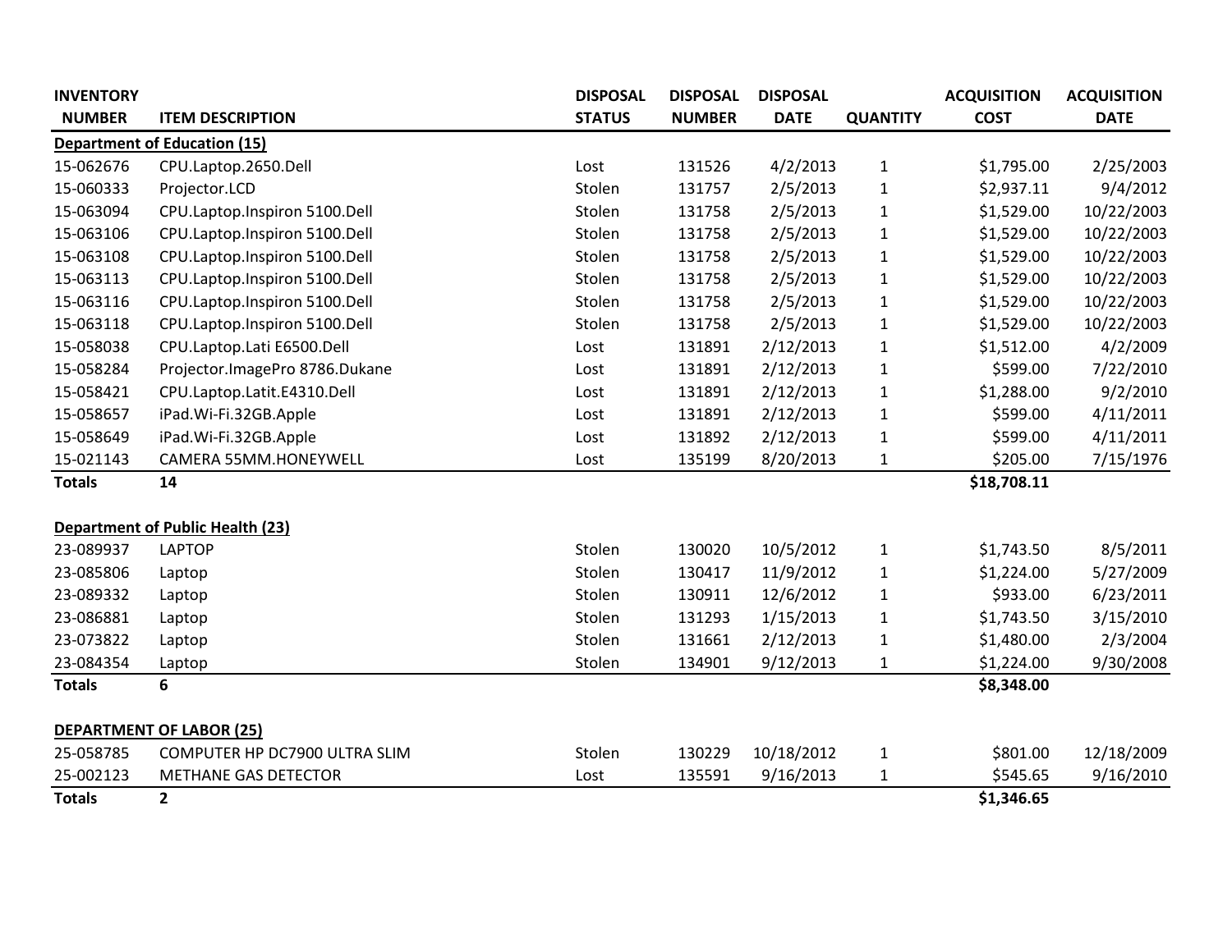| INVENTORY NUMBER | ITEM DESCRIPTION | DISPOSAL STATUS | DISPOSAL NUMBER | DISPOSAL DATE | QUANTITY | ACQUISITION COST | ACQUISITION DATE |
|---|---|---|---|---|---|---|---|
| **Department of Education (15)** | | | | | | | |
| 15-062676 | CPU.Laptop.2650.Dell | Lost | 131526 | 4/2/2013 | 1 | $1,795.00 | 2/25/2003 |
| 15-060333 | Projector.LCD | Stolen | 131757 | 2/5/2013 | 1 | $2,937.11 | 9/4/2012 |
| 15-063094 | CPU.Laptop.Inspiron 5100.Dell | Stolen | 131758 | 2/5/2013 | 1 | $1,529.00 | 10/22/2003 |
| 15-063106 | CPU.Laptop.Inspiron 5100.Dell | Stolen | 131758 | 2/5/2013 | 1 | $1,529.00 | 10/22/2003 |
| 15-063108 | CPU.Laptop.Inspiron 5100.Dell | Stolen | 131758 | 2/5/2013 | 1 | $1,529.00 | 10/22/2003 |
| 15-063113 | CPU.Laptop.Inspiron 5100.Dell | Stolen | 131758 | 2/5/2013 | 1 | $1,529.00 | 10/22/2003 |
| 15-063116 | CPU.Laptop.Inspiron 5100.Dell | Stolen | 131758 | 2/5/2013 | 1 | $1,529.00 | 10/22/2003 |
| 15-063118 | CPU.Laptop.Inspiron 5100.Dell | Stolen | 131758 | 2/5/2013 | 1 | $1,529.00 | 10/22/2003 |
| 15-058038 | CPU.Laptop.Lati E6500.Dell | Lost | 131891 | 2/12/2013 | 1 | $1,512.00 | 4/2/2009 |
| 15-058284 | Projector.ImagePro 8786.Dukane | Lost | 131891 | 2/12/2013 | 1 | $599.00 | 7/22/2010 |
| 15-058421 | CPU.Laptop.Latit.E4310.Dell | Lost | 131891 | 2/12/2013 | 1 | $1,288.00 | 9/2/2010 |
| 15-058657 | iPad.Wi-Fi.32GB.Apple | Lost | 131891 | 2/12/2013 | 1 | $599.00 | 4/11/2011 |
| 15-058649 | iPad.Wi-Fi.32GB.Apple | Lost | 131892 | 2/12/2013 | 1 | $599.00 | 4/11/2011 |
| 15-021143 | CAMERA 55MM.HONEYWELL | Lost | 135199 | 8/20/2013 | 1 | $205.00 | 7/15/1976 |
| **Totals** | **14** | | | | | **$18,708.11** | |
| **Department of Public Health (23)** | | | | | | | |
| 23-089937 | LAPTOP | Stolen | 130020 | 10/5/2012 | 1 | $1,743.50 | 8/5/2011 |
| 23-085806 | Laptop | Stolen | 130417 | 11/9/2012 | 1 | $1,224.00 | 5/27/2009 |
| 23-089332 | Laptop | Stolen | 130911 | 12/6/2012 | 1 | $933.00 | 6/23/2011 |
| 23-086881 | Laptop | Stolen | 131293 | 1/15/2013 | 1 | $1,743.50 | 3/15/2010 |
| 23-073822 | Laptop | Stolen | 131661 | 2/12/2013 | 1 | $1,480.00 | 2/3/2004 |
| 23-084354 | Laptop | Stolen | 134901 | 9/12/2013 | 1 | $1,224.00 | 9/30/2008 |
| **Totals** | **6** | | | | | **$8,348.00** | |
| **DEPARTMENT OF LABOR (25)** | | | | | | | |
| 25-058785 | COMPUTER HP DC7900 ULTRA SLIM | Stolen | 130229 | 10/18/2012 | 1 | $801.00 | 12/18/2009 |
| 25-002123 | METHANE GAS DETECTOR | Lost | 135591 | 9/16/2013 | 1 | $545.65 | 9/16/2010 |
| **Totals** | **2** | | | | | **$1,346.65** | |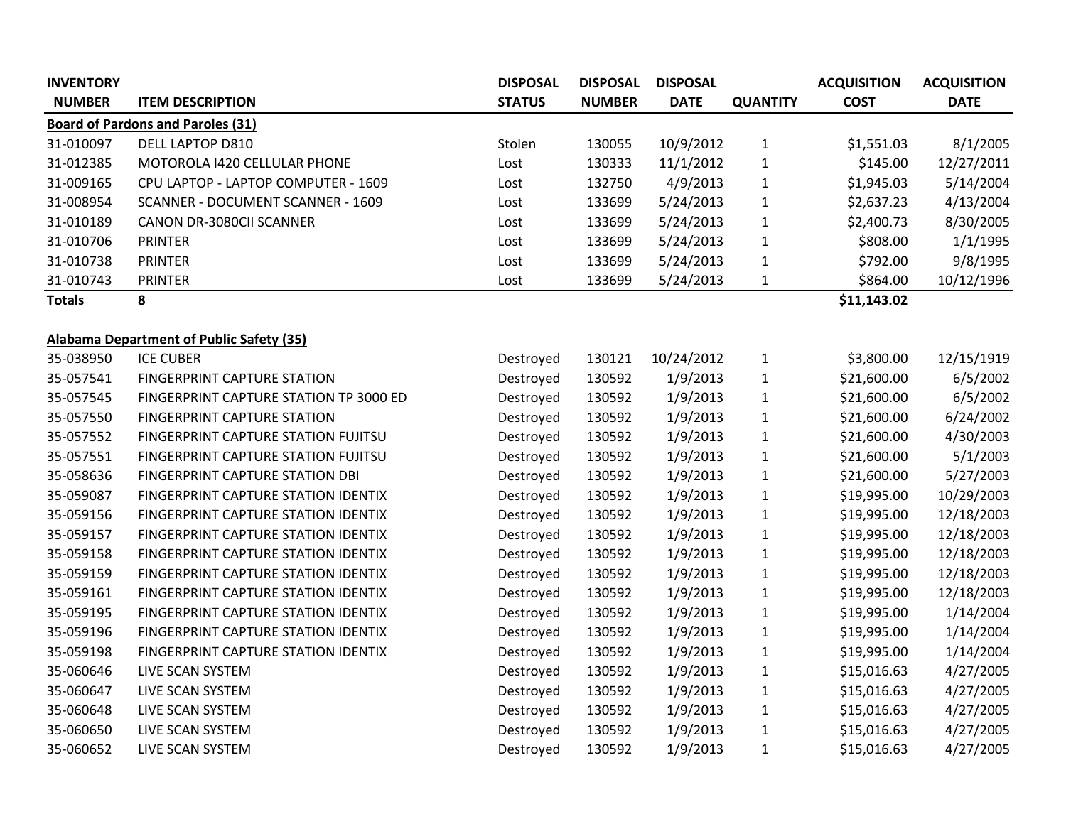| INVENTORY NUMBER | ITEM DESCRIPTION | DISPOSAL STATUS | DISPOSAL NUMBER | DISPOSAL DATE | QUANTITY | ACQUISITION COST | ACQUISITION DATE |
|---|---|---|---|---|---|---|---|
| **Board of Pardons and Paroles (31)** | | | | | | | |
| 31-010097 | DELL LAPTOP D810 | Stolen | 130055 | 10/9/2012 | 1 | $1,551.03 | 8/1/2005 |
| 31-012385 | MOTOROLA I420 CELLULAR PHONE | Lost | 130333 | 11/1/2012 | 1 | $145.00 | 12/27/2011 |
| 31-009165 | CPU LAPTOP - LAPTOP COMPUTER - 1609 | Lost | 132750 | 4/9/2013 | 1 | $1,945.03 | 5/14/2004 |
| 31-008954 | SCANNER - DOCUMENT SCANNER - 1609 | Lost | 133699 | 5/24/2013 | 1 | $2,637.23 | 4/13/2004 |
| 31-010189 | CANON DR-3080CII SCANNER | Lost | 133699 | 5/24/2013 | 1 | $2,400.73 | 8/30/2005 |
| 31-010706 | PRINTER | Lost | 133699 | 5/24/2013 | 1 | $808.00 | 1/1/1995 |
| 31-010738 | PRINTER | Lost | 133699 | 5/24/2013 | 1 | $792.00 | 9/8/1995 |
| 31-010743 | PRINTER | Lost | 133699 | 5/24/2013 | 1 | $864.00 | 10/12/1996 |
| **Totals** | **8** | | | | | **$11,143.02** | |
| | | | | | | | |
| **Alabama Department of Public Safety (35)** | | | | | | | |
| 35-038950 | ICE CUBER | Destroyed | 130121 | 10/24/2012 | 1 | $3,800.00 | 12/15/1919 |
| 35-057541 | FINGERPRINT CAPTURE STATION | Destroyed | 130592 | 1/9/2013 | 1 | $21,600.00 | 6/5/2002 |
| 35-057545 | FINGERPRINT CAPTURE STATION TP 3000 ED | Destroyed | 130592 | 1/9/2013 | 1 | $21,600.00 | 6/5/2002 |
| 35-057550 | FINGERPRINT CAPTURE STATION | Destroyed | 130592 | 1/9/2013 | 1 | $21,600.00 | 6/24/2002 |
| 35-057552 | FINGERPRINT CAPTURE STATION FUJITSU | Destroyed | 130592 | 1/9/2013 | 1 | $21,600.00 | 4/30/2003 |
| 35-057551 | FINGERPRINT CAPTURE STATION FUJITSU | Destroyed | 130592 | 1/9/2013 | 1 | $21,600.00 | 5/1/2003 |
| 35-058636 | FINGERPRINT CAPTURE STATION DBI | Destroyed | 130592 | 1/9/2013 | 1 | $21,600.00 | 5/27/2003 |
| 35-059087 | FINGERPRINT CAPTURE STATION IDENTIX | Destroyed | 130592 | 1/9/2013 | 1 | $19,995.00 | 10/29/2003 |
| 35-059156 | FINGERPRINT CAPTURE STATION IDENTIX | Destroyed | 130592 | 1/9/2013 | 1 | $19,995.00 | 12/18/2003 |
| 35-059157 | FINGERPRINT CAPTURE STATION IDENTIX | Destroyed | 130592 | 1/9/2013 | 1 | $19,995.00 | 12/18/2003 |
| 35-059158 | FINGERPRINT CAPTURE STATION IDENTIX | Destroyed | 130592 | 1/9/2013 | 1 | $19,995.00 | 12/18/2003 |
| 35-059159 | FINGERPRINT CAPTURE STATION IDENTIX | Destroyed | 130592 | 1/9/2013 | 1 | $19,995.00 | 12/18/2003 |
| 35-059161 | FINGERPRINT CAPTURE STATION IDENTIX | Destroyed | 130592 | 1/9/2013 | 1 | $19,995.00 | 12/18/2003 |
| 35-059195 | FINGERPRINT CAPTURE STATION IDENTIX | Destroyed | 130592 | 1/9/2013 | 1 | $19,995.00 | 1/14/2004 |
| 35-059196 | FINGERPRINT CAPTURE STATION IDENTIX | Destroyed | 130592 | 1/9/2013 | 1 | $19,995.00 | 1/14/2004 |
| 35-059198 | FINGERPRINT CAPTURE STATION IDENTIX | Destroyed | 130592 | 1/9/2013 | 1 | $19,995.00 | 1/14/2004 |
| 35-060646 | LIVE SCAN SYSTEM | Destroyed | 130592 | 1/9/2013 | 1 | $15,016.63 | 4/27/2005 |
| 35-060647 | LIVE SCAN SYSTEM | Destroyed | 130592 | 1/9/2013 | 1 | $15,016.63 | 4/27/2005 |
| 35-060648 | LIVE SCAN SYSTEM | Destroyed | 130592 | 1/9/2013 | 1 | $15,016.63 | 4/27/2005 |
| 35-060650 | LIVE SCAN SYSTEM | Destroyed | 130592 | 1/9/2013 | 1 | $15,016.63 | 4/27/2005 |
| 35-060652 | LIVE SCAN SYSTEM | Destroyed | 130592 | 1/9/2013 | 1 | $15,016.63 | 4/27/2005 |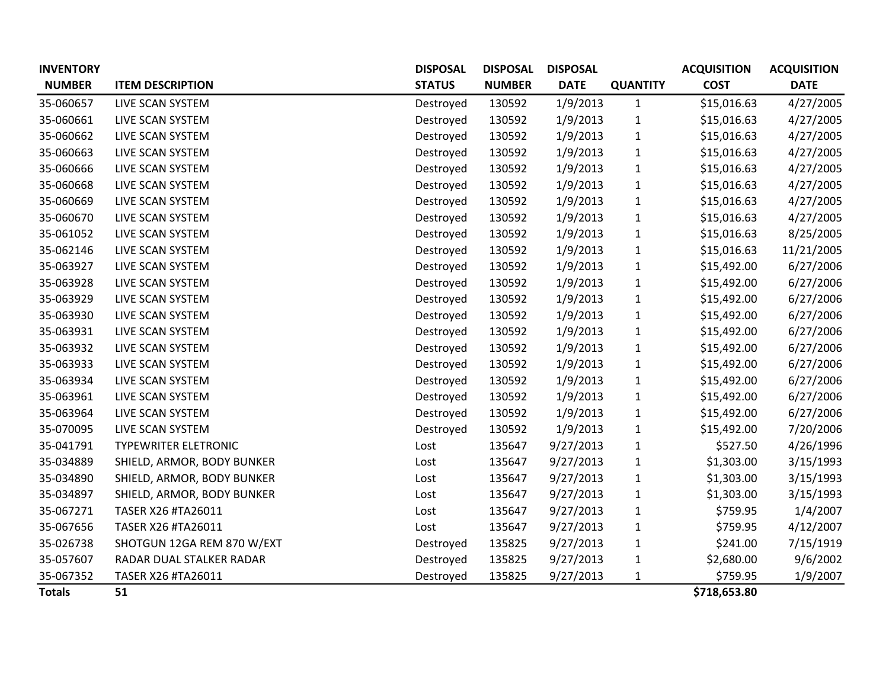| INVENTORY NUMBER | ITEM DESCRIPTION | DISPOSAL STATUS | DISPOSAL NUMBER | DISPOSAL DATE | QUANTITY | ACQUISITION COST | ACQUISITION DATE |
|---|---|---|---|---|---|---|---|
| 35-060657 | LIVE SCAN SYSTEM | Destroyed | 130592 | 1/9/2013 | 1 | $15,016.63 | 4/27/2005 |
| 35-060661 | LIVE SCAN SYSTEM | Destroyed | 130592 | 1/9/2013 | 1 | $15,016.63 | 4/27/2005 |
| 35-060662 | LIVE SCAN SYSTEM | Destroyed | 130592 | 1/9/2013 | 1 | $15,016.63 | 4/27/2005 |
| 35-060663 | LIVE SCAN SYSTEM | Destroyed | 130592 | 1/9/2013 | 1 | $15,016.63 | 4/27/2005 |
| 35-060666 | LIVE SCAN SYSTEM | Destroyed | 130592 | 1/9/2013 | 1 | $15,016.63 | 4/27/2005 |
| 35-060668 | LIVE SCAN SYSTEM | Destroyed | 130592 | 1/9/2013 | 1 | $15,016.63 | 4/27/2005 |
| 35-060669 | LIVE SCAN SYSTEM | Destroyed | 130592 | 1/9/2013 | 1 | $15,016.63 | 4/27/2005 |
| 35-060670 | LIVE SCAN SYSTEM | Destroyed | 130592 | 1/9/2013 | 1 | $15,016.63 | 4/27/2005 |
| 35-061052 | LIVE SCAN SYSTEM | Destroyed | 130592 | 1/9/2013 | 1 | $15,016.63 | 8/25/2005 |
| 35-062146 | LIVE SCAN SYSTEM | Destroyed | 130592 | 1/9/2013 | 1 | $15,016.63 | 11/21/2005 |
| 35-063927 | LIVE SCAN SYSTEM | Destroyed | 130592 | 1/9/2013 | 1 | $15,492.00 | 6/27/2006 |
| 35-063928 | LIVE SCAN SYSTEM | Destroyed | 130592 | 1/9/2013 | 1 | $15,492.00 | 6/27/2006 |
| 35-063929 | LIVE SCAN SYSTEM | Destroyed | 130592 | 1/9/2013 | 1 | $15,492.00 | 6/27/2006 |
| 35-063930 | LIVE SCAN SYSTEM | Destroyed | 130592 | 1/9/2013 | 1 | $15,492.00 | 6/27/2006 |
| 35-063931 | LIVE SCAN SYSTEM | Destroyed | 130592 | 1/9/2013 | 1 | $15,492.00 | 6/27/2006 |
| 35-063932 | LIVE SCAN SYSTEM | Destroyed | 130592 | 1/9/2013 | 1 | $15,492.00 | 6/27/2006 |
| 35-063933 | LIVE SCAN SYSTEM | Destroyed | 130592 | 1/9/2013 | 1 | $15,492.00 | 6/27/2006 |
| 35-063934 | LIVE SCAN SYSTEM | Destroyed | 130592 | 1/9/2013 | 1 | $15,492.00 | 6/27/2006 |
| 35-063961 | LIVE SCAN SYSTEM | Destroyed | 130592 | 1/9/2013 | 1 | $15,492.00 | 6/27/2006 |
| 35-063964 | LIVE SCAN SYSTEM | Destroyed | 130592 | 1/9/2013 | 1 | $15,492.00 | 6/27/2006 |
| 35-070095 | LIVE SCAN SYSTEM | Destroyed | 130592 | 1/9/2013 | 1 | $15,492.00 | 7/20/2006 |
| 35-041791 | TYPEWRITER ELETRONIC | Lost | 135647 | 9/27/2013 | 1 | $527.50 | 4/26/1996 |
| 35-034889 | SHIELD, ARMOR, BODY BUNKER | Lost | 135647 | 9/27/2013 | 1 | $1,303.00 | 3/15/1993 |
| 35-034890 | SHIELD, ARMOR, BODY BUNKER | Lost | 135647 | 9/27/2013 | 1 | $1,303.00 | 3/15/1993 |
| 35-034897 | SHIELD, ARMOR, BODY BUNKER | Lost | 135647 | 9/27/2013 | 1 | $1,303.00 | 3/15/1993 |
| 35-067271 | TASER X26 #TA26011 | Lost | 135647 | 9/27/2013 | 1 | $759.95 | 1/4/2007 |
| 35-067656 | TASER X26 #TA26011 | Lost | 135647 | 9/27/2013 | 1 | $759.95 | 4/12/2007 |
| 35-026738 | SHOTGUN 12GA REM 870 W/EXT | Destroyed | 135825 | 9/27/2013 | 1 | $241.00 | 7/15/1919 |
| 35-057607 | RADAR DUAL STALKER RADAR | Destroyed | 135825 | 9/27/2013 | 1 | $2,680.00 | 9/6/2002 |
| 35-067352 | TASER X26 #TA26011 | Destroyed | 135825 | 9/27/2013 | 1 | $759.95 | 1/9/2007 |
| **Totals** | **51** | | | | | **$718,653.80** | |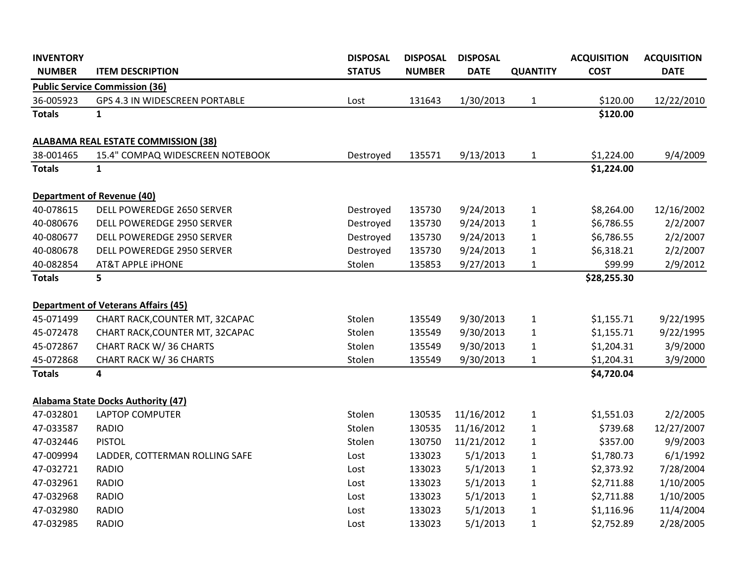| INVENTORY NUMBER | ITEM DESCRIPTION | DISPOSAL STATUS | DISPOSAL NUMBER | DISPOSAL DATE | QUANTITY | ACQUISITION COST | ACQUISITION DATE |
|---|---|---|---|---|---|---|---|
| **Public Service Commission (36)** | | | | | | | |
| 36-005923 | GPS 4.3 IN WIDESCREEN PORTABLE | Lost | 131643 | 1/30/2013 | 1 | $120.00 | 12/22/2010 |
| **Totals** | **1** | | | | | **$120.00** | |
| **ALABAMA REAL ESTATE COMMISSION (38)** | | | | | | | |
| 38-001465 | 15.4" COMPAQ WIDESCREEN NOTEBOOK | Destroyed | 135571 | 9/13/2013 | 1 | $1,224.00 | 9/4/2009 |
| **Totals** | **1** | | | | | **$1,224.00** | |
| **Department of Revenue (40)** | | | | | | | |
| 40-078615 | DELL POWEREDGE 2650 SERVER | Destroyed | 135730 | 9/24/2013 | 1 | $8,264.00 | 12/16/2002 |
| 40-080676 | DELL POWEREDGE 2950 SERVER | Destroyed | 135730 | 9/24/2013 | 1 | $6,786.55 | 2/2/2007 |
| 40-080677 | DELL POWEREDGE 2950 SERVER | Destroyed | 135730 | 9/24/2013 | 1 | $6,786.55 | 2/2/2007 |
| 40-080678 | DELL POWEREDGE 2950 SERVER | Destroyed | 135730 | 9/24/2013 | 1 | $6,318.21 | 2/2/2007 |
| 40-082854 | AT&T APPLE iPHONE | Stolen | 135853 | 9/27/2013 | 1 | $99.99 | 2/9/2012 |
| **Totals** | **5** | | | | | **$28,255.30** | |
| **Department of Veterans Affairs (45)** | | | | | | | |
| 45-071499 | CHART RACK,COUNTER MT, 32CAPAC | Stolen | 135549 | 9/30/2013 | 1 | $1,155.71 | 9/22/1995 |
| 45-072478 | CHART RACK,COUNTER MT, 32CAPAC | Stolen | 135549 | 9/30/2013 | 1 | $1,155.71 | 9/22/1995 |
| 45-072867 | CHART RACK W/ 36 CHARTS | Stolen | 135549 | 9/30/2013 | 1 | $1,204.31 | 3/9/2000 |
| 45-072868 | CHART RACK W/ 36 CHARTS | Stolen | 135549 | 9/30/2013 | 1 | $1,204.31 | 3/9/2000 |
| **Totals** | **4** | | | | | **$4,720.04** | |
| **Alabama State Docks Authority (47)** | | | | | | | |
| 47-032801 | LAPTOP COMPUTER | Stolen | 130535 | 11/16/2012 | 1 | $1,551.03 | 2/2/2005 |
| 47-033587 | RADIO | Stolen | 130535 | 11/16/2012 | 1 | $739.68 | 12/27/2007 |
| 47-032446 | PISTOL | Stolen | 130750 | 11/21/2012 | 1 | $357.00 | 9/9/2003 |
| 47-009994 | LADDER, COTTERMAN ROLLING SAFE | Lost | 133023 | 5/1/2013 | 1 | $1,780.73 | 6/1/1992 |
| 47-032721 | RADIO | Lost | 133023 | 5/1/2013 | 1 | $2,373.92 | 7/28/2004 |
| 47-032961 | RADIO | Lost | 133023 | 5/1/2013 | 1 | $2,711.88 | 1/10/2005 |
| 47-032968 | RADIO | Lost | 133023 | 5/1/2013 | 1 | $2,711.88 | 1/10/2005 |
| 47-032980 | RADIO | Lost | 133023 | 5/1/2013 | 1 | $1,116.96 | 11/4/2004 |
| 47-032985 | RADIO | Lost | 133023 | 5/1/2013 | 1 | $2,752.89 | 2/28/2005 |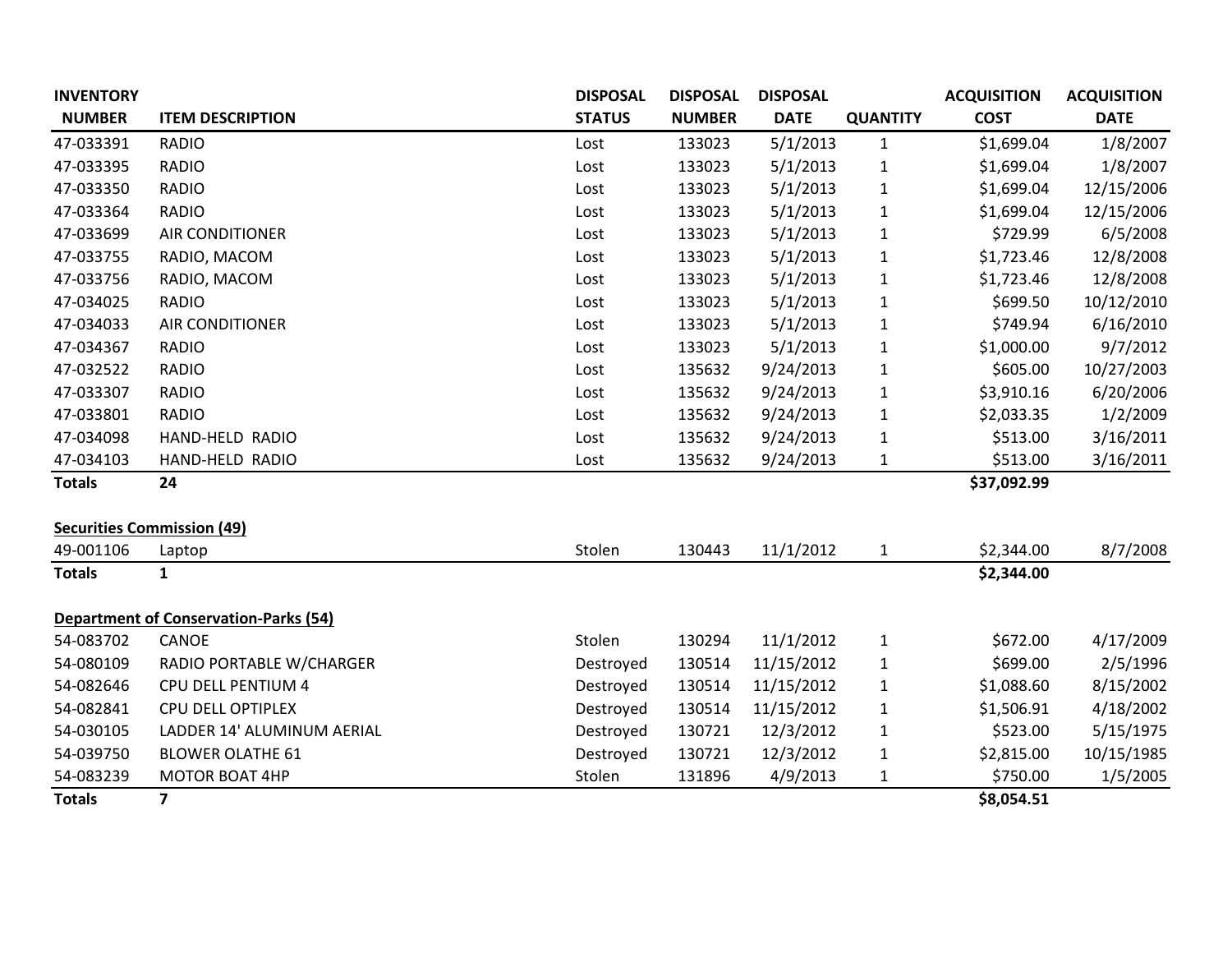| INVENTORY NUMBER | ITEM DESCRIPTION | DISPOSAL STATUS | DISPOSAL NUMBER | DISPOSAL DATE | QUANTITY | ACQUISITION COST | ACQUISITION DATE |
|---|---|---|---|---|---|---|---|
| 47-033391 | RADIO | Lost | 133023 | 5/1/2013 | 1 | $1,699.04 | 1/8/2007 |
| 47-033395 | RADIO | Lost | 133023 | 5/1/2013 | 1 | $1,699.04 | 1/8/2007 |
| 47-033350 | RADIO | Lost | 133023 | 5/1/2013 | 1 | $1,699.04 | 12/15/2006 |
| 47-033364 | RADIO | Lost | 133023 | 5/1/2013 | 1 | $1,699.04 | 12/15/2006 |
| 47-033699 | AIR CONDITIONER | Lost | 133023 | 5/1/2013 | 1 | $729.99 | 6/5/2008 |
| 47-033755 | RADIO, MACOM | Lost | 133023 | 5/1/2013 | 1 | $1,723.46 | 12/8/2008 |
| 47-033756 | RADIO, MACOM | Lost | 133023 | 5/1/2013 | 1 | $1,723.46 | 12/8/2008 |
| 47-034025 | RADIO | Lost | 133023 | 5/1/2013 | 1 | $699.50 | 10/12/2010 |
| 47-034033 | AIR CONDITIONER | Lost | 133023 | 5/1/2013 | 1 | $749.94 | 6/16/2010 |
| 47-034367 | RADIO | Lost | 133023 | 5/1/2013 | 1 | $1,000.00 | 9/7/2012 |
| 47-032522 | RADIO | Lost | 135632 | 9/24/2013 | 1 | $605.00 | 10/27/2003 |
| 47-033307 | RADIO | Lost | 135632 | 9/24/2013 | 1 | $3,910.16 | 6/20/2006 |
| 47-033801 | RADIO | Lost | 135632 | 9/24/2013 | 1 | $2,033.35 | 1/2/2009 |
| 47-034098 | HAND-HELD RADIO | Lost | 135632 | 9/24/2013 | 1 | $513.00 | 3/16/2011 |
| 47-034103 | HAND-HELD RADIO | Lost | 135632 | 9/24/2013 | 1 | $513.00 | 3/16/2011 |
| **Totals** | **24** | | | | | **$37,092.99** | |

**Securities Commission (49)**

| INVENTORY NUMBER | ITEM DESCRIPTION | DISPOSAL STATUS | DISPOSAL NUMBER | DISPOSAL DATE | QUANTITY | ACQUISITION COST | ACQUISITION DATE |
|---|---|---|---|---|---|---|---|
| 49-001106 | Laptop | Stolen | 130443 | 11/1/2012 | 1 | $2,344.00 | 8/7/2008 |
| **Totals** | **1** | | | | | **$2,344.00** | |

**Department of Conservation-Parks (54)**

| INVENTORY NUMBER | ITEM DESCRIPTION | DISPOSAL STATUS | DISPOSAL NUMBER | DISPOSAL DATE | QUANTITY | ACQUISITION COST | ACQUISITION DATE |
|---|---|---|---|---|---|---|---|
| 54-083702 | CANOE | Stolen | 130294 | 11/1/2012 | 1 | $672.00 | 4/17/2009 |
| 54-080109 | RADIO PORTABLE W/CHARGER | Destroyed | 130514 | 11/15/2012 | 1 | $699.00 | 2/5/1996 |
| 54-082646 | CPU DELL PENTIUM 4 | Destroyed | 130514 | 11/15/2012 | 1 | $1,088.60 | 8/15/2002 |
| 54-082841 | CPU DELL OPTIPLEX | Destroyed | 130514 | 11/15/2012 | 1 | $1,506.91 | 4/18/2002 |
| 54-030105 | LADDER 14' ALUMINUM AERIAL | Destroyed | 130721 | 12/3/2012 | 1 | $523.00 | 5/15/1975 |
| 54-039750 | BLOWER OLATHE 61 | Destroyed | 130721 | 12/3/2012 | 1 | $2,815.00 | 10/15/1985 |
| 54-083239 | MOTOR BOAT 4HP | Stolen | 131896 | 4/9/2013 | 1 | $750.00 | 1/5/2005 |
| **Totals** | **7** | | | | | **$8,054.51** | |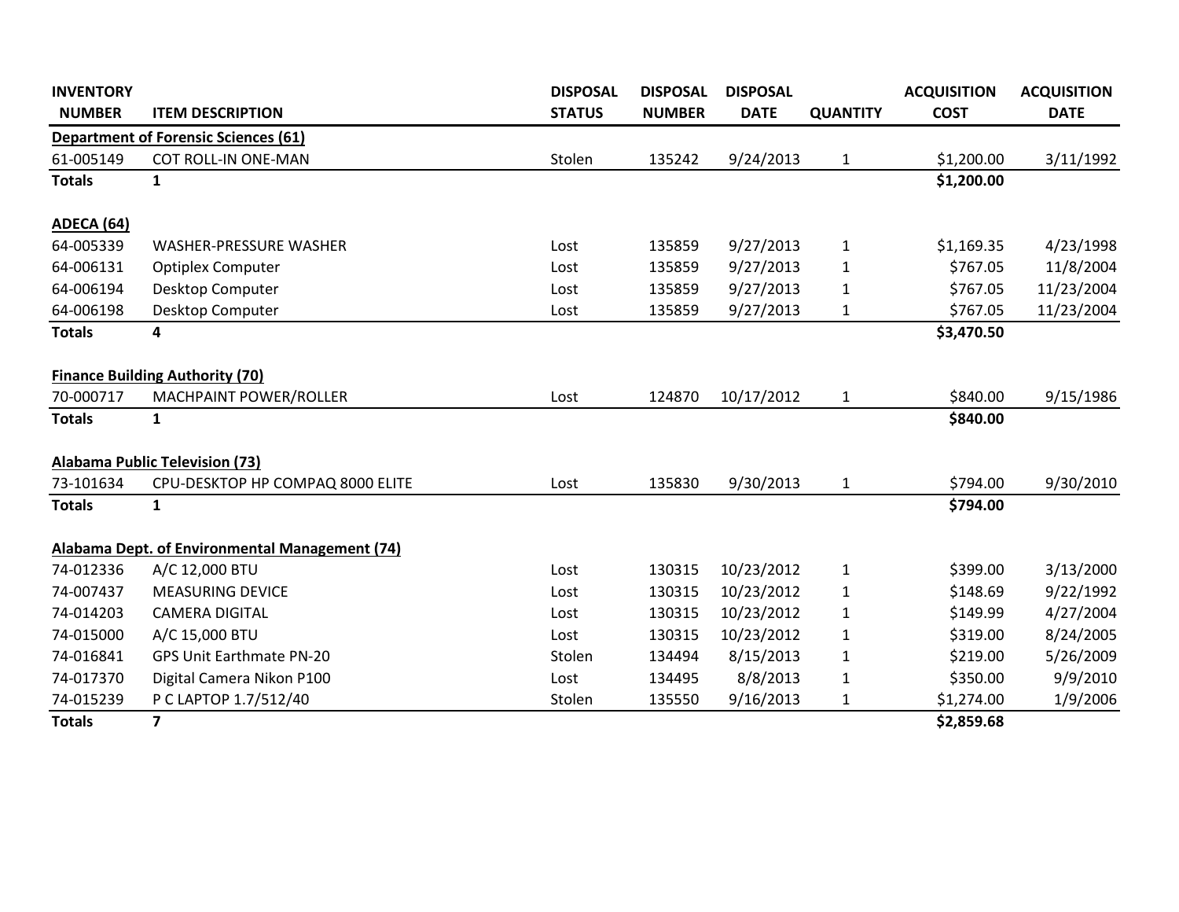| INVENTORY NUMBER | ITEM DESCRIPTION | DISPOSAL STATUS | DISPOSAL NUMBER | DISPOSAL DATE | QUANTITY | ACQUISITION COST | ACQUISITION DATE |
|---|---|---|---|---|---|---|---|
| **Department of Forensic Sciences (61)** | | | | | | | |
| 61-005149 | COT ROLL-IN ONE-MAN | Stolen | 135242 | 9/24/2013 | 1 | $1,200.00 | 3/11/1992 |
| **Totals** | **1** | | | | | **$1,200.00** | |
| **ADECA (64)** | | | | | | | |
| 64-005339 | WASHER-PRESSURE WASHER | Lost | 135859 | 9/27/2013 | 1 | $1,169.35 | 4/23/1998 |
| 64-006131 | Optiplex Computer | Lost | 135859 | 9/27/2013 | 1 | $767.05 | 11/8/2004 |
| 64-006194 | Desktop Computer | Lost | 135859 | 9/27/2013 | 1 | $767.05 | 11/23/2004 |
| 64-006198 | Desktop Computer | Lost | 135859 | 9/27/2013 | 1 | $767.05 | 11/23/2004 |
| **Totals** | **4** | | | | | **$3,470.50** | |
| **Finance Building Authority (70)** | | | | | | | |
| 70-000717 | MACHPAINT POWER/ROLLER | Lost | 124870 | 10/17/2012 | 1 | $840.00 | 9/15/1986 |
| **Totals** | **1** | | | | | **$840.00** | |
| **Alabama Public Television (73)** | | | | | | | |
| 73-101634 | CPU-DESKTOP HP COMPAQ 8000 ELITE | Lost | 135830 | 9/30/2013 | 1 | $794.00 | 9/30/2010 |
| **Totals** | **1** | | | | | **$794.00** | |
| **Alabama Dept. of Environmental Management (74)** | | | | | | | |
| 74-012336 | A/C 12,000 BTU | Lost | 130315 | 10/23/2012 | 1 | $399.00 | 3/13/2000 |
| 74-007437 | MEASURING DEVICE | Lost | 130315 | 10/23/2012 | 1 | $148.69 | 9/22/1992 |
| 74-014203 | CAMERA DIGITAL | Lost | 130315 | 10/23/2012 | 1 | $149.99 | 4/27/2004 |
| 74-015000 | A/C 15,000 BTU | Lost | 130315 | 10/23/2012 | 1 | $319.00 | 8/24/2005 |
| 74-016841 | GPS Unit Earthmate PN-20 | Stolen | 134494 | 8/15/2013 | 1 | $219.00 | 5/26/2009 |
| 74-017370 | Digital Camera Nikon P100 | Lost | 134495 | 8/8/2013 | 1 | $350.00 | 9/9/2010 |
| 74-015239 | P C LAPTOP 1.7/512/40 | Stolen | 135550 | 9/16/2013 | 1 | $1,274.00 | 1/9/2006 |
| **Totals** | **7** | | | | | **$2,859.68** | |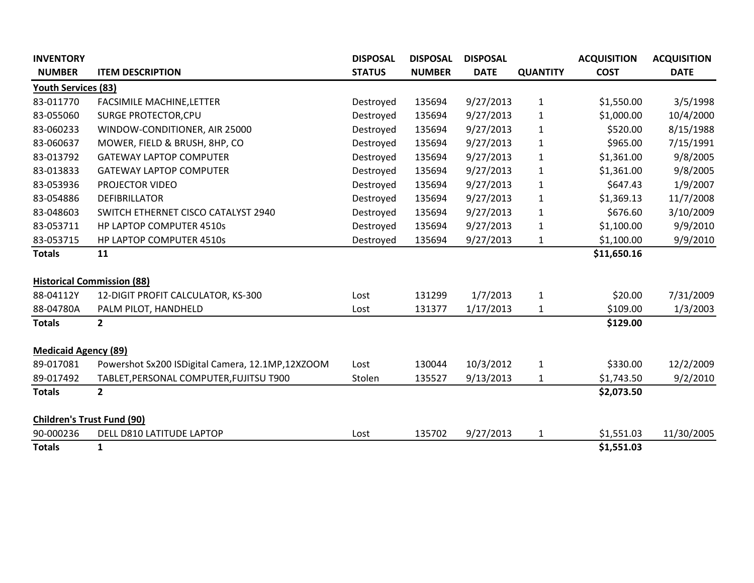| INVENTORY NUMBER | ITEM DESCRIPTION | DISPOSAL STATUS | DISPOSAL NUMBER | DISPOSAL DATE | QUANTITY | ACQUISITION COST | ACQUISITION DATE |
|---|---|---|---|---|---|---|---|
| **Youth Services (83)** | | | | | | | |
| 83-011770 | FACSIMILE MACHINE,LETTER | Destroyed | 135694 | 9/27/2013 | 1 | $1,550.00 | 3/5/1998 |
| 83-055060 | SURGE PROTECTOR,CPU | Destroyed | 135694 | 9/27/2013 | 1 | $1,000.00 | 10/4/2000 |
| 83-060233 | WINDOW-CONDITIONER, AIR 25000 | Destroyed | 135694 | 9/27/2013 | 1 | $520.00 | 8/15/1988 |
| 83-060637 | MOWER, FIELD & BRUSH, 8HP, CO | Destroyed | 135694 | 9/27/2013 | 1 | $965.00 | 7/15/1991 |
| 83-013792 | GATEWAY LAPTOP COMPUTER | Destroyed | 135694 | 9/27/2013 | 1 | $1,361.00 | 9/8/2005 |
| 83-013833 | GATEWAY LAPTOP COMPUTER | Destroyed | 135694 | 9/27/2013 | 1 | $1,361.00 | 9/8/2005 |
| 83-053936 | PROJECTOR VIDEO | Destroyed | 135694 | 9/27/2013 | 1 | $647.43 | 1/9/2007 |
| 83-054886 | DEFIBRILLATOR | Destroyed | 135694 | 9/27/2013 | 1 | $1,369.13 | 11/7/2008 |
| 83-048603 | SWITCH ETHERNET CISCO CATALYST 2940 | Destroyed | 135694 | 9/27/2013 | 1 | $676.60 | 3/10/2009 |
| 83-053711 | HP LAPTOP COMPUTER 4510s | Destroyed | 135694 | 9/27/2013 | 1 | $1,100.00 | 9/9/2010 |
| 83-053715 | HP LAPTOP COMPUTER 4510s | Destroyed | 135694 | 9/27/2013 | 1 | $1,100.00 | 9/9/2010 |
| **Totals** | **11** | | | | | **$11,650.16** | |
| **Historical Commission (88)** | | | | | | | |
| 88-04112Y | 12-DIGIT PROFIT CALCULATOR, KS-300 | Lost | 131299 | 1/7/2013 | 1 | $20.00 | 7/31/2009 |
| 88-04780A | PALM PILOT, HANDHELD | Lost | 131377 | 1/17/2013 | 1 | $109.00 | 1/3/2003 |
| **Totals** | **2** | | | | | **$129.00** | |
| **Medicaid Agency (89)** | | | | | | | |
| 89-017081 | Powershot Sx200 ISDigital Camera, 12.1MP,12XZOOM | Lost | 130044 | 10/3/2012 | 1 | $330.00 | 12/2/2009 |
| 89-017492 | TABLET,PERSONAL COMPUTER,FUJITSU T900 | Stolen | 135527 | 9/13/2013 | 1 | $1,743.50 | 9/2/2010 |
| **Totals** | **2** | | | | | **$2,073.50** | |
| **Children's Trust Fund (90)** | | | | | | | |
| 90-000236 | DELL D810 LATITUDE LAPTOP | Lost | 135702 | 9/27/2013 | 1 | $1,551.03 | 11/30/2005 |
| **Totals** | **1** | | | | | **$1,551.03** | |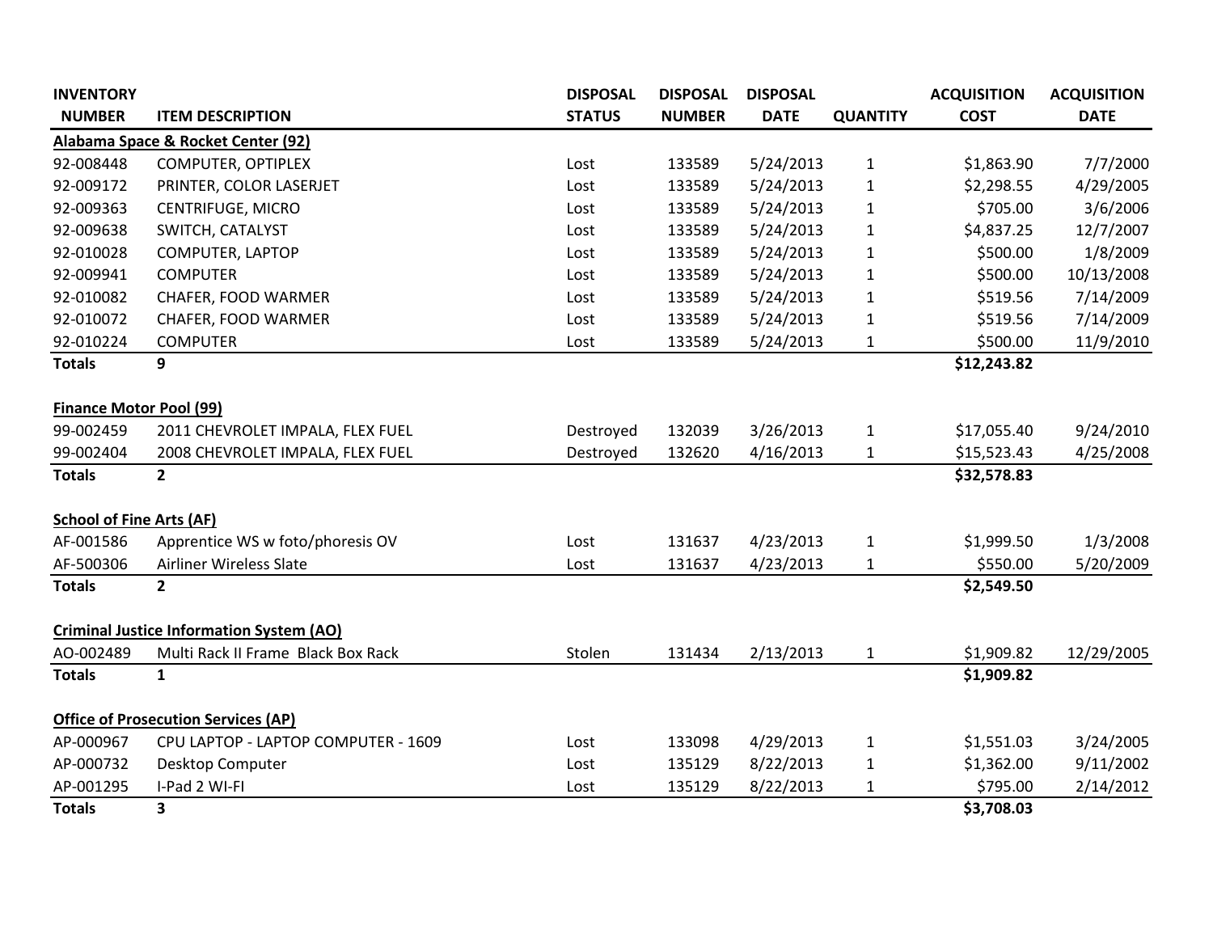| INVENTORY NUMBER | ITEM DESCRIPTION | DISPOSAL STATUS | DISPOSAL NUMBER | DISPOSAL DATE | QUANTITY | ACQUISITION COST | ACQUISITION DATE |
|---|---|---|---|---|---|---|---|
| **Alabama Space & Rocket Center (92)** | | | | | | | |
| 92-008448 | COMPUTER, OPTIPLEX | Lost | 133589 | 5/24/2013 | 1 | $1,863.90 | 7/7/2000 |
| 92-009172 | PRINTER, COLOR LASERJET | Lost | 133589 | 5/24/2013 | 1 | $2,298.55 | 4/29/2005 |
| 92-009363 | CENTRIFUGE, MICRO | Lost | 133589 | 5/24/2013 | 1 | $705.00 | 3/6/2006 |
| 92-009638 | SWITCH, CATALYST | Lost | 133589 | 5/24/2013 | 1 | $4,837.25 | 12/7/2007 |
| 92-010028 | COMPUTER, LAPTOP | Lost | 133589 | 5/24/2013 | 1 | $500.00 | 1/8/2009 |
| 92-009941 | COMPUTER | Lost | 133589 | 5/24/2013 | 1 | $500.00 | 10/13/2008 |
| 92-010082 | CHAFER, FOOD WARMER | Lost | 133589 | 5/24/2013 | 1 | $519.56 | 7/14/2009 |
| 92-010072 | CHAFER, FOOD WARMER | Lost | 133589 | 5/24/2013 | 1 | $519.56 | 7/14/2009 |
| 92-010224 | COMPUTER | Lost | 133589 | 5/24/2013 | 1 | $500.00 | 11/9/2010 |
| **Totals** | **9** | | | | | **$12,243.82** | |
| **Finance Motor Pool (99)** | | | | | | | |
| 99-002459 | 2011 CHEVROLET IMPALA, FLEX FUEL | Destroyed | 132039 | 3/26/2013 | 1 | $17,055.40 | 9/24/2010 |
| 99-002404 | 2008 CHEVROLET IMPALA, FLEX FUEL | Destroyed | 132620 | 4/16/2013 | 1 | $15,523.43 | 4/25/2008 |
| **Totals** | **2** | | | | | **$32,578.83** | |
| **School of Fine Arts (AF)** | | | | | | | |
| AF-001586 | Apprentice WS w foto/phoresis OV | Lost | 131637 | 4/23/2013 | 1 | $1,999.50 | 1/3/2008 |
| AF-500306 | Airliner Wireless Slate | Lost | 131637 | 4/23/2013 | 1 | $550.00 | 5/20/2009 |
| **Totals** | **2** | | | | | **$2,549.50** | |
| **Criminal Justice Information System (AO)** | | | | | | | |
| AO-002489 | Multi Rack II Frame Black Box Rack | Stolen | 131434 | 2/13/2013 | 1 | $1,909.82 | 12/29/2005 |
| **Totals** | **1** | | | | | **$1,909.82** | |
| **Office of Prosecution Services (AP)** | | | | | | | |
| AP-000967 | CPU LAPTOP - LAPTOP COMPUTER - 1609 | Lost | 133098 | 4/29/2013 | 1 | $1,551.03 | 3/24/2005 |
| AP-000732 | Desktop Computer | Lost | 135129 | 8/22/2013 | 1 | $1,362.00 | 9/11/2002 |
| AP-001295 | I-Pad 2 WI-FI | Lost | 135129 | 8/22/2013 | 1 | $795.00 | 2/14/2012 |
| **Totals** | **3** | | | | | **$3,708.03** | |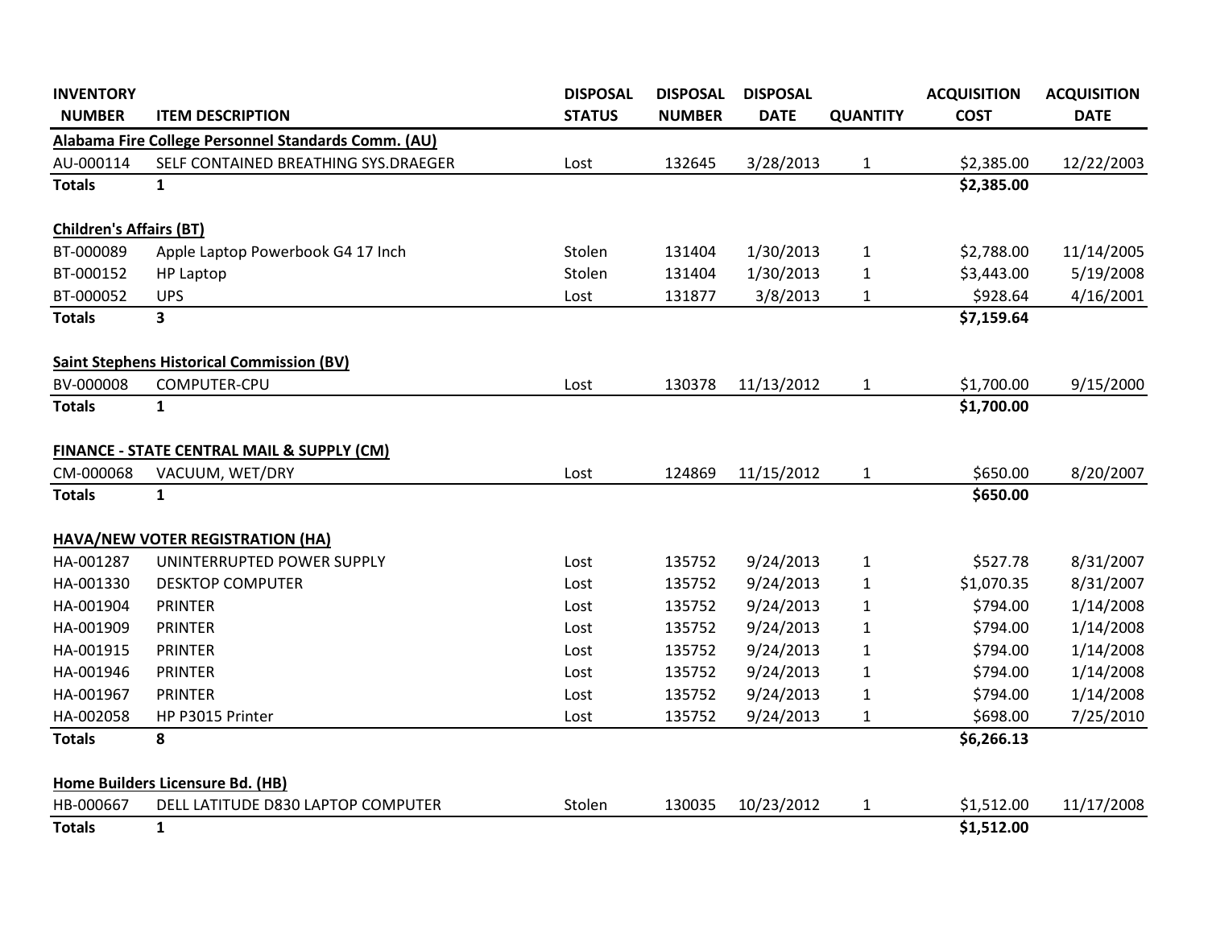| INVENTORY NUMBER | ITEM DESCRIPTION | DISPOSAL STATUS | DISPOSAL NUMBER | DISPOSAL DATE | QUANTITY | ACQUISITION COST | ACQUISITION DATE |
|---|---|---|---|---|---|---|---|
| **Alabama Fire College Personnel Standards Comm. (AU)** | | | | | | | |
| AU-000114 | SELF CONTAINED BREATHING SYS.DRAEGER | Lost | 132645 | 3/28/2013 | 1 | $2,385.00 | 12/22/2003 |
| **Totals** | **1** | | | | | **$2,385.00** | |
| **Children's Affairs (BT)** | | | | | | | |
| BT-000089 | Apple Laptop Powerbook G4 17 Inch | Stolen | 131404 | 1/30/2013 | 1 | $2,788.00 | 11/14/2005 |
| BT-000152 | HP Laptop | Stolen | 131404 | 1/30/2013 | 1 | $3,443.00 | 5/19/2008 |
| BT-000052 | UPS | Lost | 131877 | 3/8/2013 | 1 | $928.64 | 4/16/2001 |
| **Totals** | **3** | | | | | **$7,159.64** | |
| **Saint Stephens Historical Commission (BV)** | | | | | | | |
| BV-000008 | COMPUTER-CPU | Lost | 130378 | 11/13/2012 | 1 | $1,700.00 | 9/15/2000 |
| **Totals** | **1** | | | | | **$1,700.00** | |
| **FINANCE - STATE CENTRAL MAIL & SUPPLY (CM)** | | | | | | | |
| CM-000068 | VACUUM, WET/DRY | Lost | 124869 | 11/15/2012 | 1 | $650.00 | 8/20/2007 |
| **Totals** | **1** | | | | | **$650.00** | |
| **HAVA/NEW VOTER REGISTRATION (HA)** | | | | | | | |
| HA-001287 | UNINTERRUPTED POWER SUPPLY | Lost | 135752 | 9/24/2013 | 1 | $527.78 | 8/31/2007 |
| HA-001330 | DESKTOP COMPUTER | Lost | 135752 | 9/24/2013 | 1 | $1,070.35 | 8/31/2007 |
| HA-001904 | PRINTER | Lost | 135752 | 9/24/2013 | 1 | $794.00 | 1/14/2008 |
| HA-001909 | PRINTER | Lost | 135752 | 9/24/2013 | 1 | $794.00 | 1/14/2008 |
| HA-001915 | PRINTER | Lost | 135752 | 9/24/2013 | 1 | $794.00 | 1/14/2008 |
| HA-001946 | PRINTER | Lost | 135752 | 9/24/2013 | 1 | $794.00 | 1/14/2008 |
| HA-001967 | PRINTER | Lost | 135752 | 9/24/2013 | 1 | $794.00 | 1/14/2008 |
| HA-002058 | HP P3015 Printer | Lost | 135752 | 9/24/2013 | 1 | $698.00 | 7/25/2010 |
| **Totals** | **8** | | | | | **$6,266.13** | |
| **Home Builders Licensure Bd. (HB)** | | | | | | | |
| HB-000667 | DELL LATITUDE D830 LAPTOP COMPUTER | Stolen | 130035 | 10/23/2012 | 1 | $1,512.00 | 11/17/2008 |
| **Totals** | **1** | | | | | **$1,512.00** | |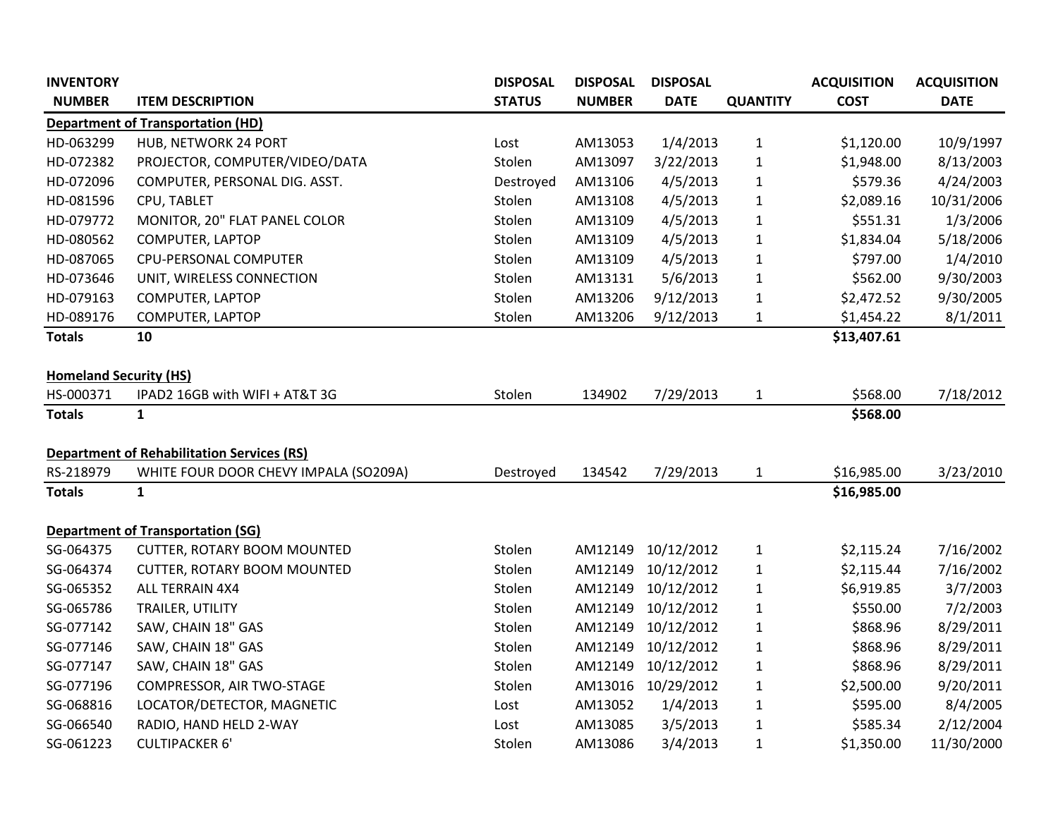| INVENTORY NUMBER | ITEM DESCRIPTION | DISPOSAL STATUS | DISPOSAL NUMBER | DISPOSAL DATE | QUANTITY | ACQUISITION COST | ACQUISITION DATE |
|---|---|---|---|---|---|---|---|
| **Department of Transportation (HD)** | | | | | | | |
| HD-063299 | HUB, NETWORK 24 PORT | Lost | AM13053 | 1/4/2013 | 1 | $1,120.00 | 10/9/1997 |
| HD-072382 | PROJECTOR, COMPUTER/VIDEO/DATA | Stolen | AM13097 | 3/22/2013 | 1 | $1,948.00 | 8/13/2003 |
| HD-072096 | COMPUTER, PERSONAL DIG. ASST. | Destroyed | AM13106 | 4/5/2013 | 1 | $579.36 | 4/24/2003 |
| HD-081596 | CPU, TABLET | Stolen | AM13108 | 4/5/2013 | 1 | $2,089.16 | 10/31/2006 |
| HD-079772 | MONITOR, 20" FLAT PANEL COLOR | Stolen | AM13109 | 4/5/2013 | 1 | $551.31 | 1/3/2006 |
| HD-080562 | COMPUTER, LAPTOP | Stolen | AM13109 | 4/5/2013 | 1 | $1,834.04 | 5/18/2006 |
| HD-087065 | CPU-PERSONAL COMPUTER | Stolen | AM13109 | 4/5/2013 | 1 | $797.00 | 1/4/2010 |
| HD-073646 | UNIT, WIRELESS CONNECTION | Stolen | AM13131 | 5/6/2013 | 1 | $562.00 | 9/30/2003 |
| HD-079163 | COMPUTER, LAPTOP | Stolen | AM13206 | 9/12/2013 | 1 | $2,472.52 | 9/30/2005 |
| HD-089176 | COMPUTER, LAPTOP | Stolen | AM13206 | 9/12/2013 | 1 | $1,454.22 | 8/1/2011 |
| **Totals** | **10** | | | | | **$13,407.61** | |
| **Homeland Security (HS)** | | | | | | | |
| HS-000371 | IPAD2 16GB with WIFI + AT&T 3G | Stolen | 134902 | 7/29/2013 | 1 | $568.00 | 7/18/2012 |
| **Totals** | **1** | | | | | **$568.00** | |
| **Department of Rehabilitation Services (RS)** | | | | | | | |
| RS-218979 | WHITE FOUR DOOR CHEVY IMPALA (SO209A) | Destroyed | 134542 | 7/29/2013 | 1 | $16,985.00 | 3/23/2010 |
| **Totals** | **1** | | | | | **$16,985.00** | |
| **Department of Transportation (SG)** | | | | | | | |
| SG-064375 | CUTTER, ROTARY BOOM MOUNTED | Stolen | AM12149 | 10/12/2012 | 1 | $2,115.24 | 7/16/2002 |
| SG-064374 | CUTTER, ROTARY BOOM MOUNTED | Stolen | AM12149 | 10/12/2012 | 1 | $2,115.44 | 7/16/2002 |
| SG-065352 | ALL TERRAIN 4X4 | Stolen | AM12149 | 10/12/2012 | 1 | $6,919.85 | 3/7/2003 |
| SG-065786 | TRAILER, UTILITY | Stolen | AM12149 | 10/12/2012 | 1 | $550.00 | 7/2/2003 |
| SG-077142 | SAW, CHAIN 18" GAS | Stolen | AM12149 | 10/12/2012 | 1 | $868.96 | 8/29/2011 |
| SG-077146 | SAW, CHAIN 18" GAS | Stolen | AM12149 | 10/12/2012 | 1 | $868.96 | 8/29/2011 |
| SG-077147 | SAW, CHAIN 18" GAS | Stolen | AM12149 | 10/12/2012 | 1 | $868.96 | 8/29/2011 |
| SG-077196 | COMPRESSOR, AIR TWO-STAGE | Stolen | AM13016 | 10/29/2012 | 1 | $2,500.00 | 9/20/2011 |
| SG-068816 | LOCATOR/DETECTOR, MAGNETIC | Lost | AM13052 | 1/4/2013 | 1 | $595.00 | 8/4/2005 |
| SG-066540 | RADIO, HAND HELD 2-WAY | Lost | AM13085 | 3/5/2013 | 1 | $585.34 | 2/12/2004 |
| SG-061223 | CULTIPACKER 6' | Stolen | AM13086 | 3/4/2013 | 1 | $1,350.00 | 11/30/2000 |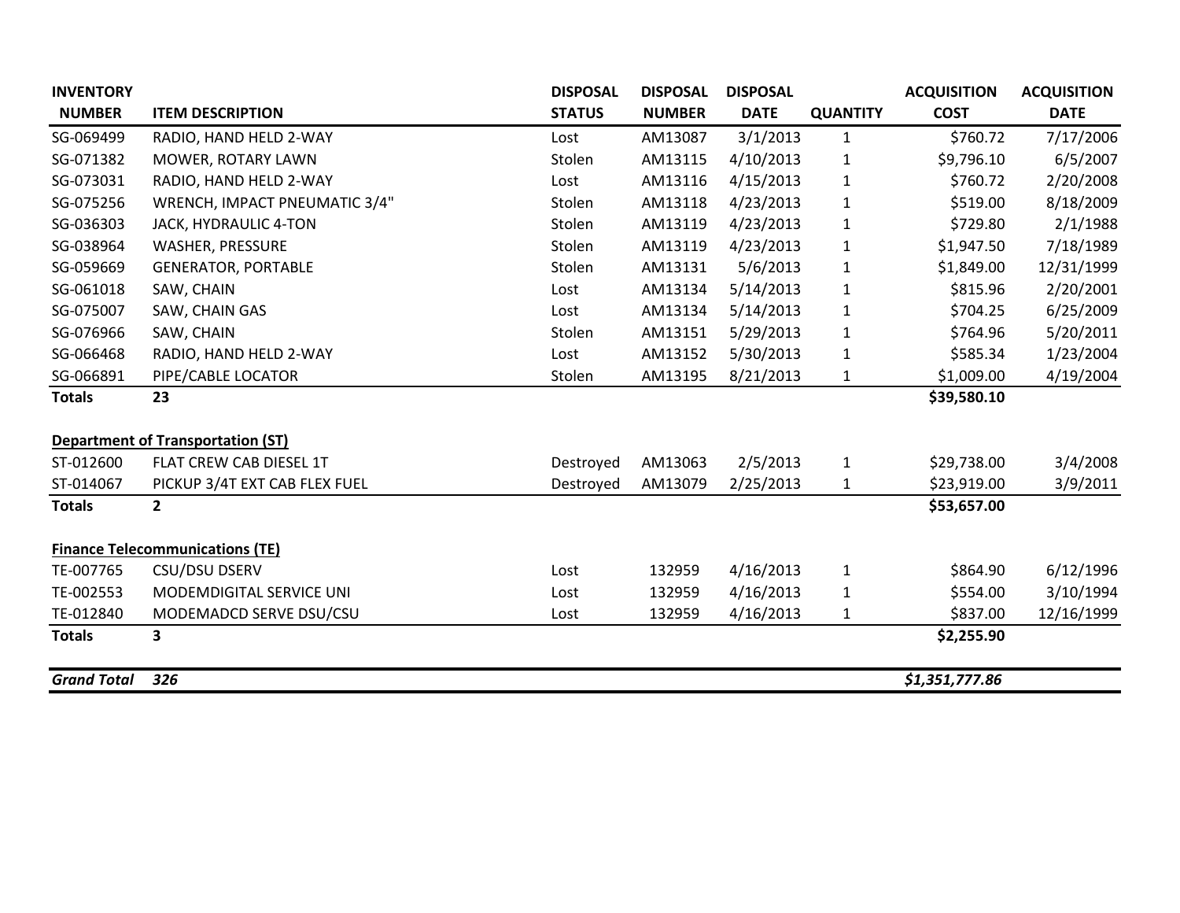| INVENTORY NUMBER | ITEM DESCRIPTION | DISPOSAL STATUS | DISPOSAL NUMBER | DISPOSAL DATE | QUANTITY | ACQUISITION COST | ACQUISITION DATE |
|---|---|---|---|---|---|---|---|
| SG-069499 | RADIO, HAND HELD 2-WAY | Lost | AM13087 | 3/1/2013 | 1 | $760.72 | 7/17/2006 |
| SG-071382 | MOWER, ROTARY LAWN | Stolen | AM13115 | 4/10/2013 | 1 | $9,796.10 | 6/5/2007 |
| SG-073031 | RADIO, HAND HELD 2-WAY | Lost | AM13116 | 4/15/2013 | 1 | $760.72 | 2/20/2008 |
| SG-075256 | WRENCH, IMPACT PNEUMATIC 3/4" | Stolen | AM13118 | 4/23/2013 | 1 | $519.00 | 8/18/2009 |
| SG-036303 | JACK, HYDRAULIC 4-TON | Stolen | AM13119 | 4/23/2013 | 1 | $729.80 | 2/1/1988 |
| SG-038964 | WASHER, PRESSURE | Stolen | AM13119 | 4/23/2013 | 1 | $1,947.50 | 7/18/1989 |
| SG-059669 | GENERATOR, PORTABLE | Stolen | AM13131 | 5/6/2013 | 1 | $1,849.00 | 12/31/1999 |
| SG-061018 | SAW, CHAIN | Lost | AM13134 | 5/14/2013 | 1 | $815.96 | 2/20/2001 |
| SG-075007 | SAW, CHAIN GAS | Lost | AM13134 | 5/14/2013 | 1 | $704.25 | 6/25/2009 |
| SG-076966 | SAW, CHAIN | Stolen | AM13151 | 5/29/2013 | 1 | $764.96 | 5/20/2011 |
| SG-066468 | RADIO, HAND HELD 2-WAY | Lost | AM13152 | 5/30/2013 | 1 | $585.34 | 1/23/2004 |
| SG-066891 | PIPE/CABLE LOCATOR | Stolen | AM13195 | 8/21/2013 | 1 | $1,009.00 | 4/19/2004 |
| **Totals** | **23** | | | | | **$39,580.10** | |
| **Department of Transportation (ST)** | | | | | | | |
| ST-012600 | FLAT CREW CAB DIESEL 1T | Destroyed | AM13063 | 2/5/2013 | 1 | $29,738.00 | 3/4/2008 |
| ST-014067 | PICKUP 3/4T EXT CAB FLEX FUEL | Destroyed | AM13079 | 2/25/2013 | 1 | $23,919.00 | 3/9/2011 |
| **Totals** | **2** | | | | | **$53,657.00** | |
| **Finance Telecommunications (TE)** | | | | | | | |
| TE-007765 | CSU/DSU DSERV | Lost | 132959 | 4/16/2013 | 1 | $864.90 | 6/12/1996 |
| TE-002553 | MODEMDIGITAL SERVICE UNI | Lost | 132959 | 4/16/2013 | 1 | $554.00 | 3/10/1994 |
| TE-012840 | MODEMADCD SERVE DSU/CSU | Lost | 132959 | 4/16/2013 | 1 | $837.00 | 12/16/1999 |
| **Totals** | **3** | | | | | **$2,255.90** | |
| ***Grand Total*** | ***326*** | | | | | ***$1,351,777.86*** | |